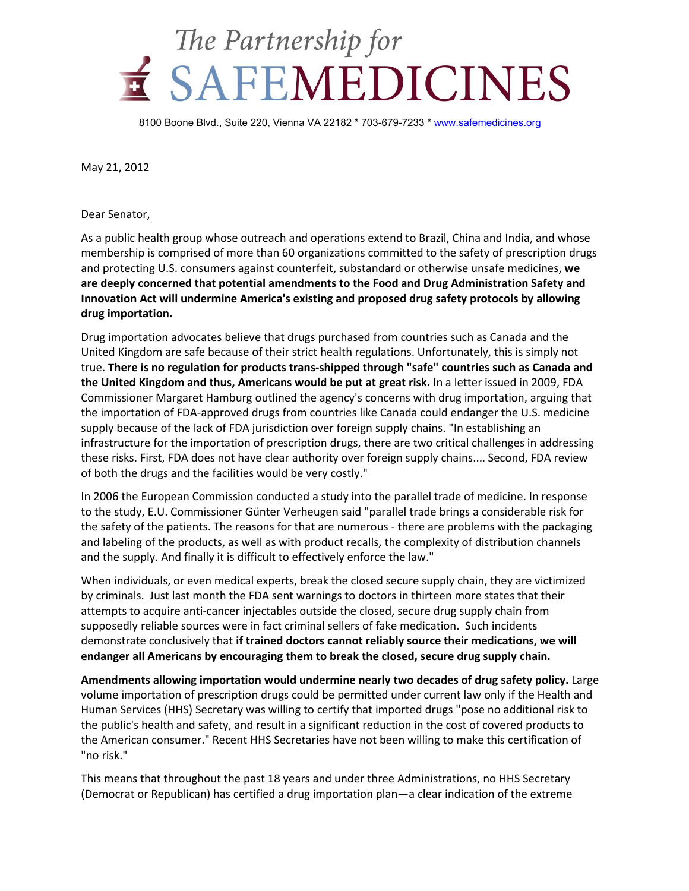# The Partnership for SAFEMEDICINES

8100 Boone Blvd., Suite 220, Vienna VA 22182 * 703-679-7233 * www.safemedicines.org

May 21, 2012

Dear Senator,

As a public health group whose outreach and operations extend to Brazil, China and India, and whose membership is comprised of more than 60 organizations committed to the safety of prescription drugs and protecting U.S. consumers against counterfeit, substandard or otherwise unsafe medicines, **we are deeply concerned that potential amendments to the Food and Drug Administration Safety and Innovation Act will undermine America's existing and proposed drug safety protocols by allowing drug importation.**

Drug importation advocates believe that drugs purchased from countries such as Canada and the United Kingdom are safe because of their strict health regulations. Unfortunately, this is simply not true. **There is no regulation for products trans-shipped through "safe" countries such as Canada and the United Kingdom and thus, Americans would be put at great risk.** In a letter issued in 2009, FDA Commissioner Margaret Hamburg outlined the agency's concerns with drug importation, arguing that the importation of FDA-approved drugs from countries like Canada could endanger the U.S. medicine supply because of the lack of FDA jurisdiction over foreign supply chains. "In establishing an infrastructure for the importation of prescription drugs, there are two critical challenges in addressing these risks. First, FDA does not have clear authority over foreign supply chains.... Second, FDA review of both the drugs and the facilities would be very costly."

In 2006 the European Commission conducted a study into the parallel trade of medicine. In response to the study, E.U. Commissioner Günter Verheugen said "parallel trade brings a considerable risk for the safety of the patients. The reasons for that are numerous - there are problems with the packaging and labeling of the products, as well as with product recalls, the complexity of distribution channels and the supply. And finally it is difficult to effectively enforce the law."

When individuals, or even medical experts, break the closed secure supply chain, they are victimized by criminals. Just last month the FDA sent warnings to doctors in thirteen more states that their attempts to acquire anti-cancer injectables outside the closed, secure drug supply chain from supposedly reliable sources were in fact criminal sellers of fake medication. Such incidents demonstrate conclusively that **if trained doctors cannot reliably source their medications, we will endanger all Americans by encouraging them to break the closed, secure drug supply chain.**

**Amendments allowing importation would undermine nearly two decades of drug safety policy.** Large volume importation of prescription drugs could be permitted under current law only if the Health and Human Services (HHS) Secretary was willing to certify that imported drugs "pose no additional risk to the public's health and safety, and result in a significant reduction in the cost of covered products to the American consumer." Recent HHS Secretaries have not been willing to make this certification of "no risk."

This means that throughout the past 18 years and under three Administrations, no HHS Secretary (Democrat or Republican) has certified a drug importation plan—a clear indication of the extreme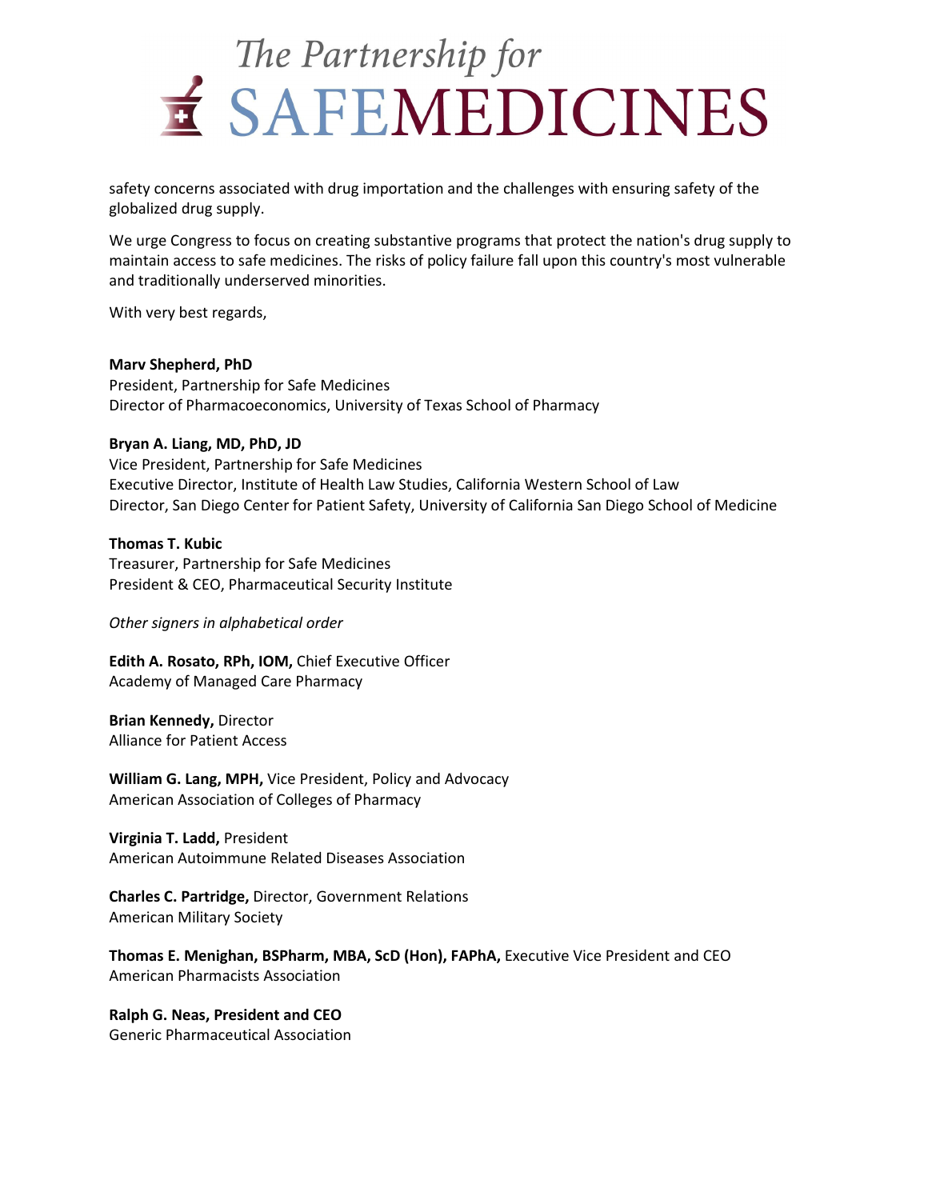safety concerns associated with drug importation and the challenges with ensuring safety of the globalized drug supply.

We urge Congress to focus on creating substantive programs that protect the nation's drug supply to maintain access to safe medicines. The risks of policy failure fall upon this country's most vulnerable and traditionally underserved minorities.

With very best regards,

**Marv Shepherd, PhD**
President, Partnership for Safe Medicines
Director of Pharmacoeconomics, University of Texas School of Pharmacy

**Bryan A. Liang, MD, PhD, JD**
Vice President, Partnership for Safe Medicines
Executive Director, Institute of Health Law Studies, California Western School of Law
Director, San Diego Center for Patient Safety, University of California San Diego School of Medicine

**Thomas T. Kubic**
Treasurer, Partnership for Safe Medicines
President & CEO, Pharmaceutical Security Institute

*Other signers in alphabetical order*

**Edith A. Rosato, RPh, IOM,** Chief Executive Officer
Academy of Managed Care Pharmacy

**Brian Kennedy,** Director
Alliance for Patient Access

**William G. Lang, MPH,** Vice President, Policy and Advocacy
American Association of Colleges of Pharmacy

**Virginia T. Ladd,** President
American Autoimmune Related Diseases Association

**Charles C. Partridge,** Director, Government Relations
American Military Society

**Thomas E. Menighan, BSPharm, MBA, ScD (Hon), FAPhA,** Executive Vice President and CEO
American Pharmacists Association

**Ralph G. Neas, President and CEO**
Generic Pharmaceutical Association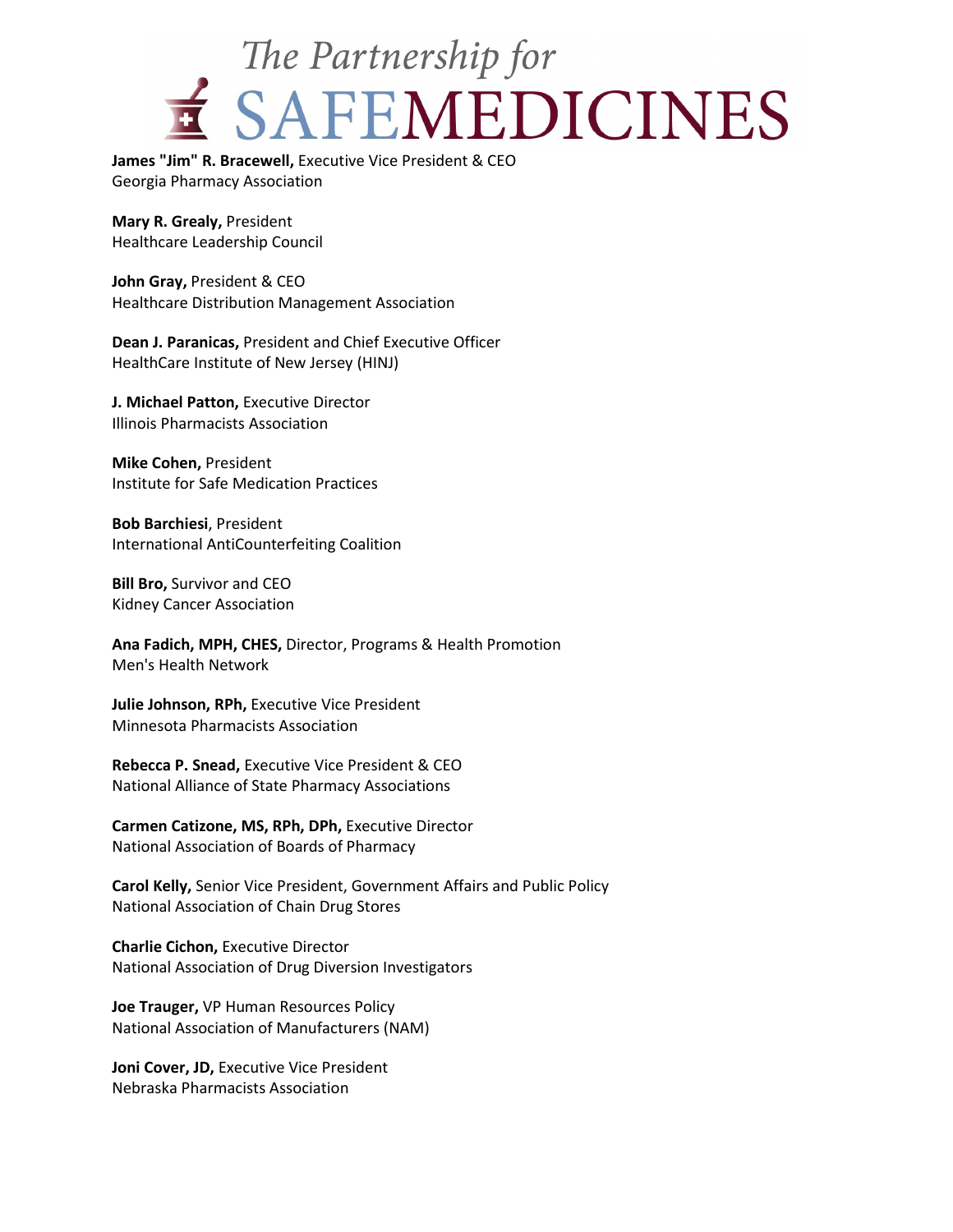**James "Jim" R. Bracewell,** Executive Vice President & CEO
Georgia Pharmacy Association

**Mary R. Grealy,** President
Healthcare Leadership Council

**John Gray,** President & CEO
Healthcare Distribution Management Association

**Dean J. Paranicas,** President and Chief Executive Officer
HealthCare Institute of New Jersey (HINJ)

**J. Michael Patton,** Executive Director
Illinois Pharmacists Association

**Mike Cohen,** President
Institute for Safe Medication Practices

**Bob Barchiesi**, President
International AntiCounterfeiting Coalition

**Bill Bro,** Survivor and CEO
Kidney Cancer Association

**Ana Fadich, MPH, CHES,** Director, Programs & Health Promotion
Men's Health Network

**Julie Johnson, RPh,** Executive Vice President
Minnesota Pharmacists Association

**Rebecca P. Snead,** Executive Vice President & CEO
National Alliance of State Pharmacy Associations

**Carmen Catizone, MS, RPh, DPh,** Executive Director
National Association of Boards of Pharmacy

**Carol Kelly,** Senior Vice President, Government Affairs and Public Policy
National Association of Chain Drug Stores

**Charlie Cichon,** Executive Director
National Association of Drug Diversion Investigators

**Joe Trauger,** VP Human Resources Policy
National Association of Manufacturers (NAM)

**Joni Cover, JD,** Executive Vice President
Nebraska Pharmacists Association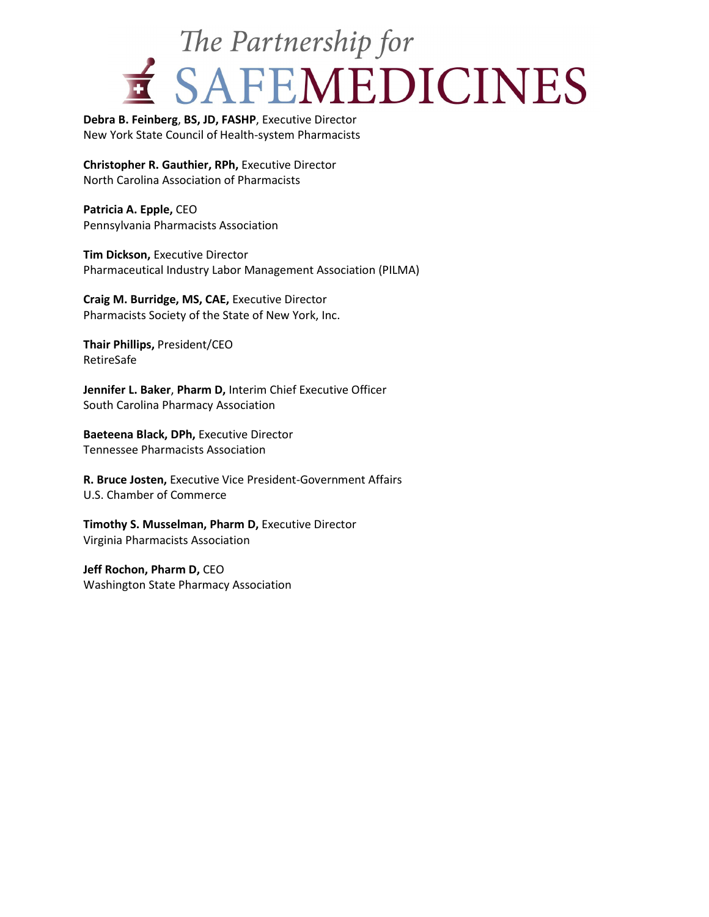The Partnership for SAFEMEDICINES

**Debra B. Feinberg**, **BS, JD, FASHP**, Executive Director
New York State Council of Health-system Pharmacists

**Christopher R. Gauthier, RPh,** Executive Director
North Carolina Association of Pharmacists

**Patricia A. Epple,** CEO
Pennsylvania Pharmacists Association

**Tim Dickson,** Executive Director
Pharmaceutical Industry Labor Management Association (PILMA)

**Craig M. Burridge, MS, CAE,** Executive Director
Pharmacists Society of the State of New York, Inc.

**Thair Phillips,** President/CEO
RetireSafe

**Jennifer L. Baker**, **Pharm D,** Interim Chief Executive Officer
South Carolina Pharmacy Association

**Baeteena Black, DPh,** Executive Director
Tennessee Pharmacists Association

**R. Bruce Josten,** Executive Vice President-Government Affairs
U.S. Chamber of Commerce

**Timothy S. Musselman, Pharm D,** Executive Director
Virginia Pharmacists Association

**Jeff Rochon, Pharm D,** CEO
Washington State Pharmacy Association